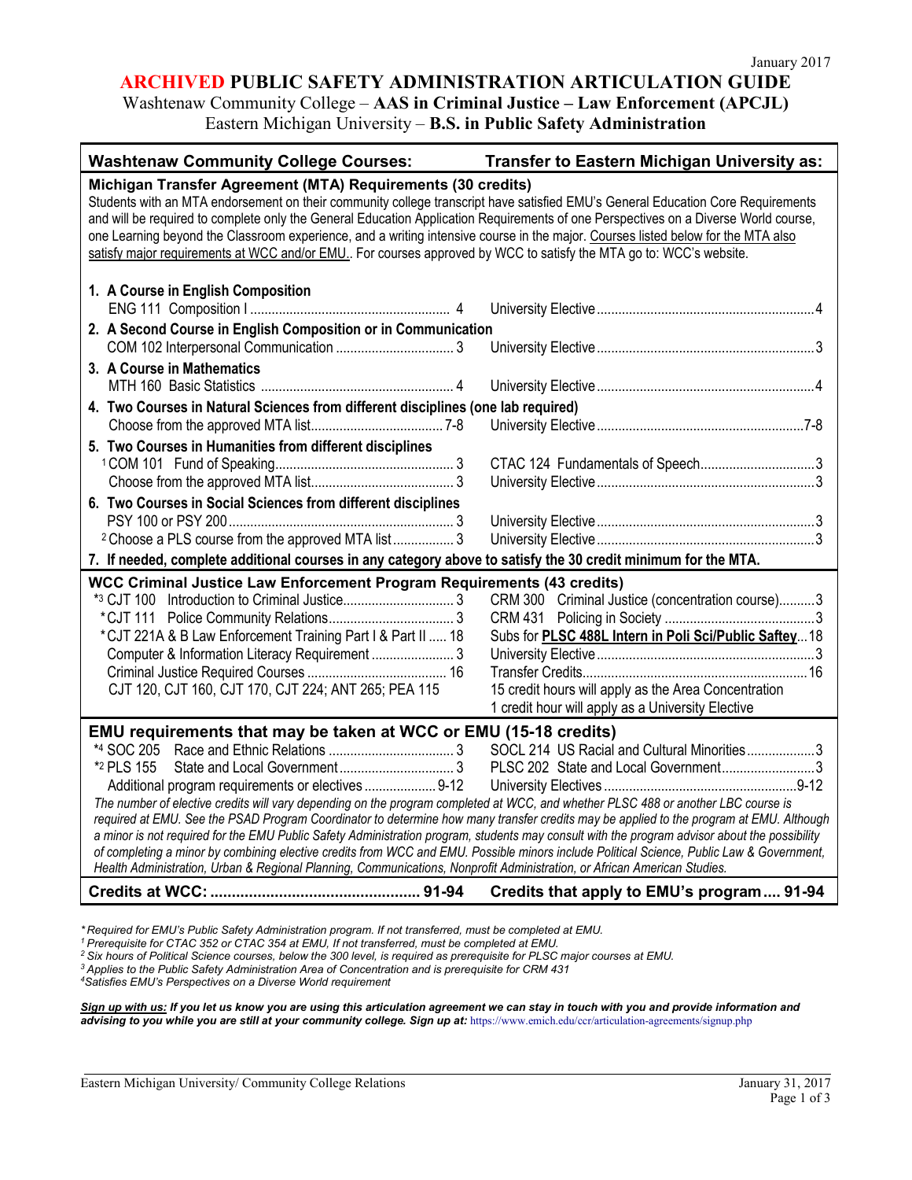January 2017

# ARCHIVED PUBLIC SAFETY ADMINISTRATION ARTICULATION GUIDE

Washtenaw Community College – **AAS in Criminal Justice – Law Enforcement (APCJL)**

Eastern Michigan University – **B.S. in Public Safety Administration**

| Washtenaw Community College Courses: | Transfer to Eastern Michigan University as: |
|---|---|
| **Michigan Transfer Agreement (MTA) Requirements (30 credits)** | |
| Students with an MTA endorsement on their community college transcript have satisfied EMU's General Education Core Requirements and will be required to complete only the General Education Application Requirements of one Perspectives on a Diverse World course, one Learning beyond the Classroom experience, and a writing intensive course in the major. Courses listed below for the MTA also satisfy major requirements at WCC and/or EMU.. For courses approved by WCC to satisfy the MTA go to: WCC's website. | |
| **1. A Course in English Composition** | |
| ENG 111 Composition I ........ 4 | University Elective ........ 4 |
| **2. A Second Course in English Composition or in Communication** | |
| COM 102 Interpersonal Communication ........ 3 | University Elective ........ 3 |
| **3. A Course in Mathematics** | |
| MTH 160 Basic Statistics ........ 4 | University Elective ........ 4 |
| **4. Two Courses in Natural Sciences from different disciplines (one lab required)** | |
| Choose from the approved MTA list ........ 7-8 | University Elective ........ 7-8 |
| **5. Two Courses in Humanities from different disciplines** | |
| [1] COM 101 Fund of Speaking ........ 3 | CTAC 124 Fundamentals of Speech ........ 3 |
| Choose from the approved MTA list ........ 3 | University Elective ........ 3 |
| **6. Two Courses in Social Sciences from different disciplines** | |
| PSY 100 or PSY 200 ........ 3 | University Elective ........ 3 |
| [2] Choose a PLS course from the approved MTA list ........ 3 | University Elective ........ 3 |
| **7. If needed, complete additional courses in any category above to satisfy the 30 credit minimum for the MTA.** | |
| **WCC Criminal Justice Law Enforcement Program Requirements (43 credits)** | |
| *[3] CJT 100 Introduction to Criminal Justice ........ 3 | CRM 300 Criminal Justice (concentration course) ........ 3 |
| * CJT 111 Police Community Relations ........ 3 | CRM 431 Policing in Society ........ 3 |
| * CJT 221A & B Law Enforcement Training Part I & Part II ..... 18 | Subs for **PLSC 488L Intern in Poli Sci/Public Saftey** ... 18 |
| Computer & Information Literacy Requirement ........ 3 | University Elective ........ 3 |
| Criminal Justice Required Courses ........ 16 | Transfer Credits ........ 16 |
| CJT 120, CJT 160, CJT 170, CJT 224; ANT 265; PEA 115 | 15 credit hours will apply as the Area Concentration<br>1 credit hour will apply as a University Elective |
| **EMU requirements that may be taken at WCC or EMU (15-18 credits)** | |
| *[4] SOC 205 Race and Ethnic Relations ........ 3 | SOCL 214 US Racial and Cultural Minorities ........ 3 |
| *[2] PLS 155 State and Local Government ........ 3 | PLSC 202 State and Local Government ........ 3 |
| Additional program requirements or electives ........ 9-12 | University Electives ........ 9-12 |
| *The number of elective credits will vary depending on the program completed at WCC, and whether PLSC 488 or another LBC course is required at EMU. See the PSAD Program Coordinator to determine how many transfer credits may be applied to the program at EMU. Although a minor is not required for the EMU Public Safety Administration program, students may consult with the program advisor about the possibility of completing a minor by combining elective credits from WCC and EMU. Possible minors include Political Science, Public Law & Government, Health Administration, Urban & Regional Planning, Communications, Nonprofit Administration, or African American Studies.* | |
| **Credits at WCC: ........ 91-94** | **Credits that apply to EMU's program .... 91-94** |

*\* Required for EMU's Public Safety Administration program. If not transferred, must be completed at EMU.*
*[1] Prerequisite for CTAC 352 or CTAC 354 at EMU, If not transferred, must be completed at EMU.*
*[2] Six hours of Political Science courses, below the 300 level, is required as prerequisite for PLSC major courses at EMU.*
*[3] Applies to the Public Safety Administration Area of Concentration and is prerequisite for CRM 431*
*[4] Satisfies EMU's Perspectives on a Diverse World requirement*

***Sign up with us:** If you let us know you are using this articulation agreement we can stay in touch with you and provide information and advising to you while you are still at your community college. Sign up at:* https://www.emich.edu/ccr/articulation-agreements/signup.php

Eastern Michigan University/ Community College Relations — January 31, 2017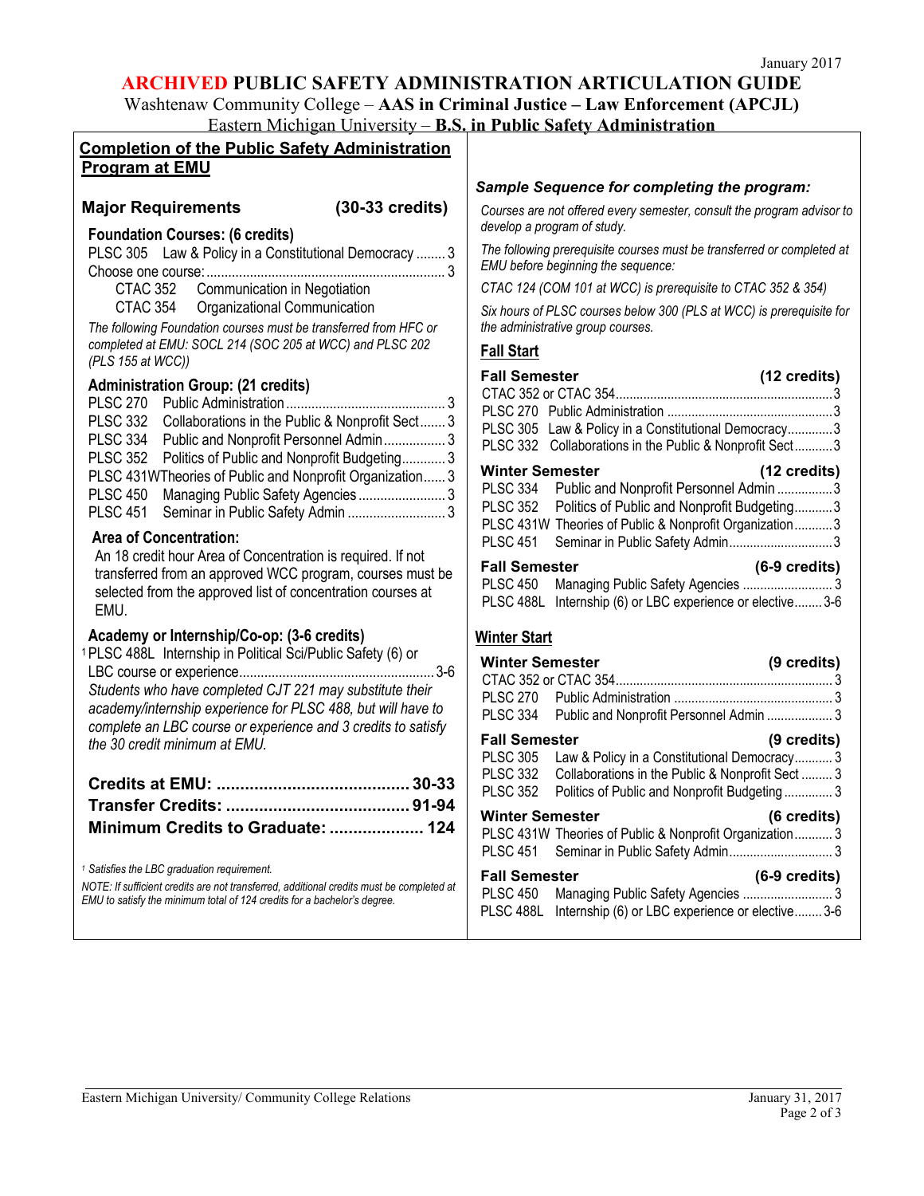# ARCHIVED PUBLIC SAFETY ADMINISTRATION ARTICULATION GUIDE

Washtenaw Community College – **AAS in Criminal Justice – Law Enforcement (APCJL)**

Eastern Michigan University – **B.S. in Public Safety Administration**

## Completion of the Public Safety Administration Program at EMU

### Major Requirements (30-33 credits)

**Foundation Courses: (6 credits)**

PLSC 305 Law & Policy in a Constitutional Democracy ........ 3

Choose one course: .......... 3

- CTAC 352 Communication in Negotiation
- CTAC 354 Organizational Communication

*The following Foundation courses must be transferred from HFC or completed at EMU: SOCL 214 (SOC 205 at WCC) and PLSC 202 (PLS 155 at WCC))*

**Administration Group: (21 credits)**

PLSC 270 Public Administration .......... 3
PLSC 332 Collaborations in the Public & Nonprofit Sect ....... 3
PLSC 334 Public and Nonprofit Personnel Admin .......... 3
PLSC 352 Politics of Public and Nonprofit Budgeting .......... 3
PLSC 431W Theories of Public and Nonprofit Organization ...... 3
PLSC 450 Managing Public Safety Agencies .......... 3
PLSC 451 Seminar in Public Safety Admin .......... 3

**Area of Concentration:**

An 18 credit hour Area of Concentration is required. If not transferred from an approved WCC program, courses must be selected from the approved list of concentration courses at EMU.

**Academy or Internship/Co-op: (3-6 credits)**

[1] PLSC 488L Internship in Political Sci/Public Safety (6) or LBC course or experience .......... 3-6

*Students who have completed CJT 221 may substitute their academy/internship experience for PLSC 488, but will have to complete an LBC course or experience and 3 credits to satisfy the 30 credit minimum at EMU.*

**Credits at EMU: .......... 30-33**
**Transfer Credits: .......... 91-94**
**Minimum Credits to Graduate: .......... 124**

*[1] Satisfies the LBC graduation requirement.*

*NOTE: If sufficient credits are not transferred, additional credits must be completed at EMU to satisfy the minimum total of 124 credits for a bachelor's degree.*

### *Sample Sequence for completing the program:*

*Courses are not offered every semester, consult the program advisor to develop a program of study.*

*The following prerequisite courses must be transferred or completed at EMU before beginning the sequence:*

*CTAC 124 (COM 101 at WCC) is prerequisite to CTAC 352 & 354)*

*Six hours of PLSC courses below 300 (PLS at WCC) is prerequisite for the administrative group courses.*

#### Fall Start

**Fall Semester (12 credits)**

CTAC 352 or CTAC 354 .......... 3
PLSC 270 Public Administration .......... 3
PLSC 305 Law & Policy in a Constitutional Democracy .......... 3
PLSC 332 Collaborations in the Public & Nonprofit Sect .......... 3

**Winter Semester (12 credits)**

PLSC 334 Public and Nonprofit Personnel Admin .......... 3
PLSC 352 Politics of Public and Nonprofit Budgeting .......... 3
PLSC 431W Theories of Public & Nonprofit Organization .......... 3
PLSC 451 Seminar in Public Safety Admin .......... 3

**Fall Semester (6-9 credits)**

PLSC 450 Managing Public Safety Agencies .......... 3
PLSC 488L Internship (6) or LBC experience or elective ........ 3-6

#### Winter Start

**Winter Semester (9 credits)**

CTAC 352 or CTAC 354 .......... 3
PLSC 270 Public Administration .......... 3
PLSC 334 Public and Nonprofit Personnel Admin .......... 3

**Fall Semester (9 credits)**

PLSC 305 Law & Policy in a Constitutional Democracy .......... 3
PLSC 332 Collaborations in the Public & Nonprofit Sect .......... 3
PLSC 352 Politics of Public and Nonprofit Budgeting .......... 3

**Winter Semester (6 credits)**

PLSC 431W Theories of Public & Nonprofit Organization .......... 3
PLSC 451 Seminar in Public Safety Admin .......... 3

**Fall Semester (6-9 credits)**

PLSC 450 Managing Public Safety Agencies .......... 3
PLSC 488L Internship (6) or LBC experience or elective ........ 3-6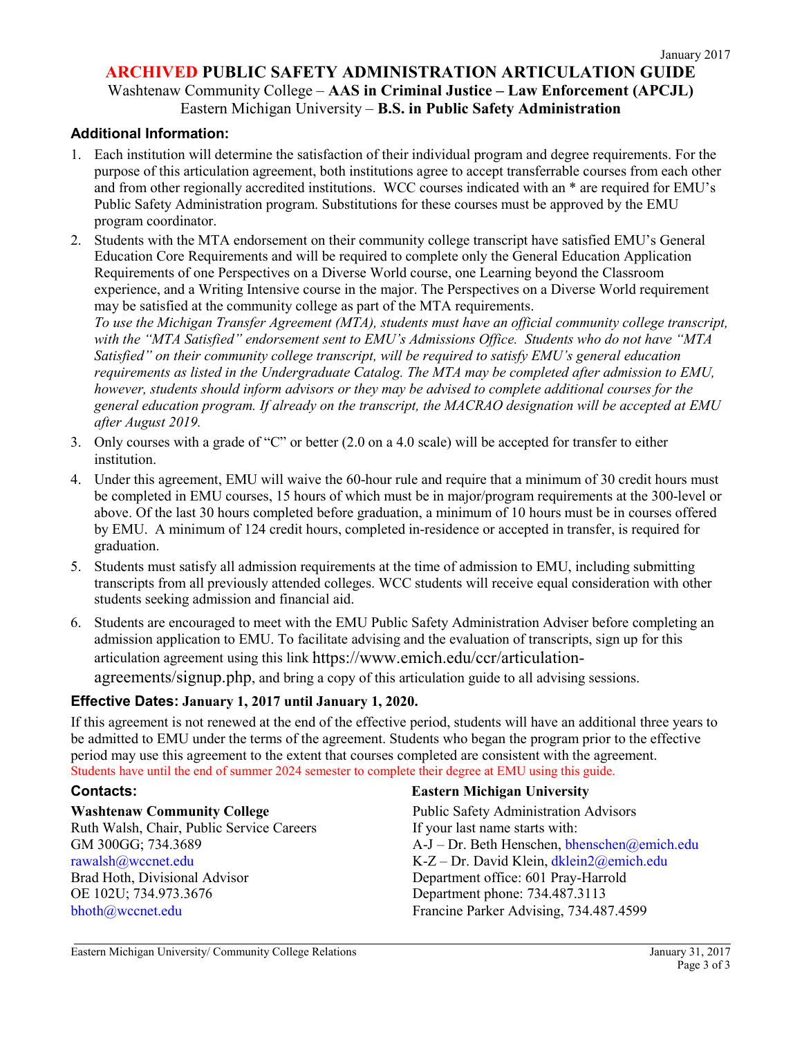January 2017

# ARCHIVED PUBLIC SAFETY ADMINISTRATION ARTICULATION GUIDE

Washtenaw Community College – **AAS in Criminal Justice – Law Enforcement (APCJL)**
Eastern Michigan University – **B.S. in Public Safety Administration**

### Additional Information:

1. Each institution will determine the satisfaction of their individual program and degree requirements. For the purpose of this articulation agreement, both institutions agree to accept transferrable courses from each other and from other regionally accredited institutions. WCC courses indicated with an * are required for EMU's Public Safety Administration program. Substitutions for these courses must be approved by the EMU program coordinator.
2. Students with the MTA endorsement on their community college transcript have satisfied EMU's General Education Core Requirements and will be required to complete only the General Education Application Requirements of one Perspectives on a Diverse World course, one Learning beyond the Classroom experience, and a Writing Intensive course in the major. The Perspectives on a Diverse World requirement may be satisfied at the community college as part of the MTA requirements.
   *To use the Michigan Transfer Agreement (MTA), students must have an official community college transcript, with the "MTA Satisfied" endorsement sent to EMU's Admissions Office. Students who do not have "MTA Satisfied" on their community college transcript, will be required to satisfy EMU's general education requirements as listed in the Undergraduate Catalog. The MTA may be completed after admission to EMU, however, students should inform advisors or they may be advised to complete additional courses for the general education program. If already on the transcript, the MACRAO designation will be accepted at EMU after August 2019.*
3. Only courses with a grade of "C" or better (2.0 on a 4.0 scale) will be accepted for transfer to either institution.
4. Under this agreement, EMU will waive the 60-hour rule and require that a minimum of 30 credit hours must be completed in EMU courses, 15 hours of which must be in major/program requirements at the 300-level or above. Of the last 30 hours completed before graduation, a minimum of 10 hours must be in courses offered by EMU. A minimum of 124 credit hours, completed in-residence or accepted in transfer, is required for graduation.
5. Students must satisfy all admission requirements at the time of admission to EMU, including submitting transcripts from all previously attended colleges. WCC students will receive equal consideration with other students seeking admission and financial aid.
6. Students are encouraged to meet with the EMU Public Safety Administration Adviser before completing an admission application to EMU. To facilitate advising and the evaluation of transcripts, sign up for this articulation agreement using this link https://www.emich.edu/ccr/articulation-agreements/signup.php, and bring a copy of this articulation guide to all advising sessions.

### Effective Dates: January 1, 2017 until January 1, 2020.

If this agreement is not renewed at the end of the effective period, students will have an additional three years to be admitted to EMU under the terms of the agreement. Students who began the program prior to the effective period may use this agreement to the extent that courses completed are consistent with the agreement.
Students have until the end of summer 2024 semester to complete their degree at EMU using this guide.

### Contacts:

**Washtenaw Community College**
Ruth Walsh, Chair, Public Service Careers
GM 300GG; 734.3689
rawalsh@wccnet.edu
Brad Hoth, Divisional Advisor
OE 102U; 734.973.3676
bhoth@wccnet.edu

**Eastern Michigan University**
Public Safety Administration Advisors
If your last name starts with:
A-J – Dr. Beth Henschen, bhenschen@emich.edu
K-Z – Dr. David Klein, dklein2@emich.edu
Department office: 601 Pray-Harrold
Department phone: 734.487.3113
Francine Parker Advising, 734.487.4599